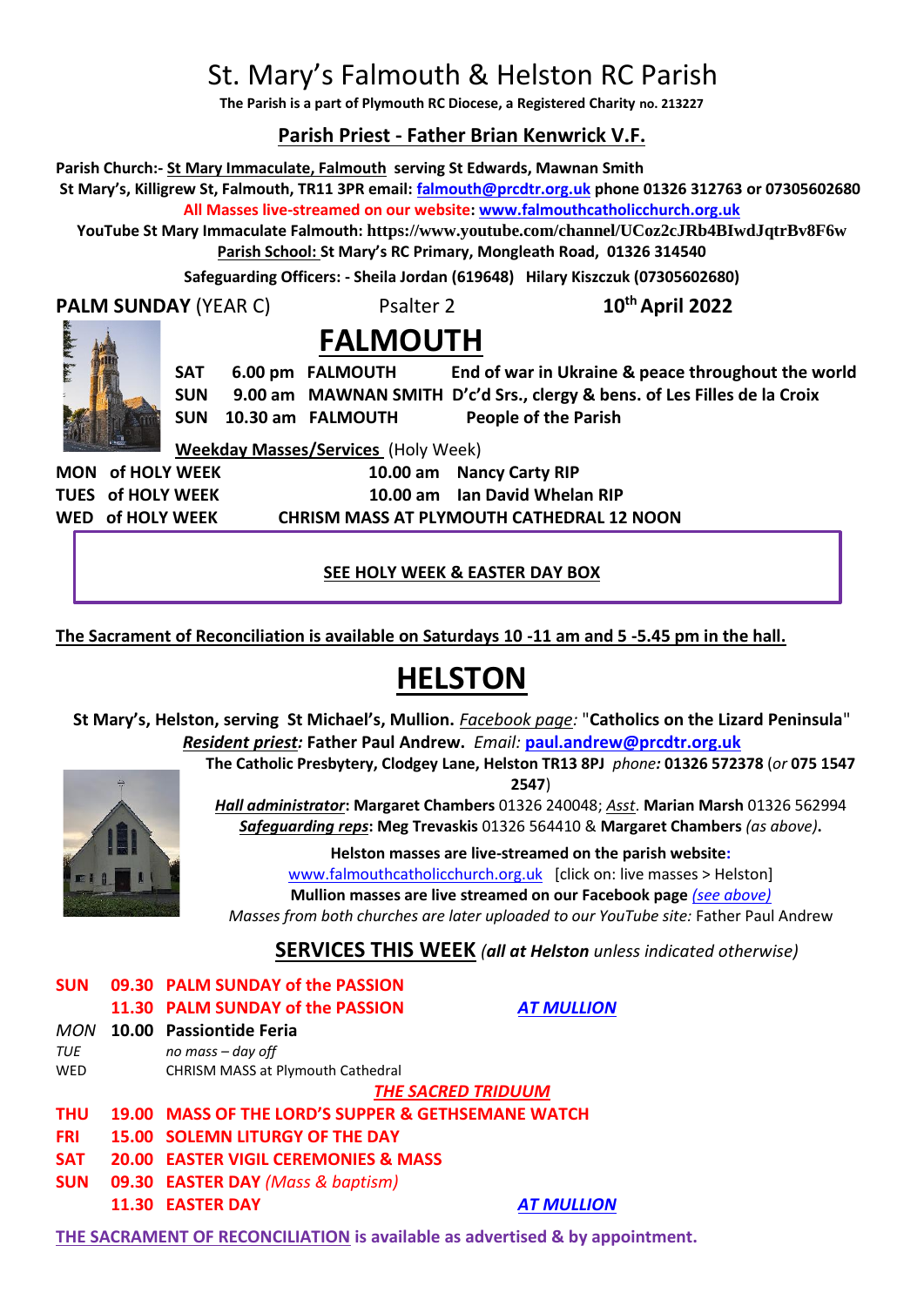# St. Mary's Falmouth & Helston RC Parish

**The Parish is a part of Plymouth RC Diocese, a Registered Charity no. 213227**

## Parish Priest - Father Brian Kenwrick V.F.

**Parish Church:- St Mary Immaculate, Falmouth serving St Edwards, Mawnan Smith**
**St Mary's, Killigrew St, Falmouth, TR11 3PR email: falmouth@prcdtr.org.uk phone 01326 312763 or 07305602680**
**All Masses live-streamed on our website: www.falmouthcatholicchurch.org.uk**
**YouTube St Mary Immaculate Falmouth: https://www.youtube.com/channel/UCoz2cJRb4BIwdJqtrBv8F6w**
**Parish School: St Mary's RC Primary, Mongleath Road, 01326 314540**
**Safeguarding Officers: - Sheila Jordan (619648) Hilary Kiszczuk (07305602680)**

**PALM SUNDAY** (YEAR C) Psalter 2 **10th April 2022**

# FALMOUTH

| | | | |
|---|---|---|---|
| **SAT** | **6.00 pm** | **FALMOUTH** | **End of war in Ukraine & peace throughout the world** |
| **SUN** | **9.00 am** | **MAWNAN SMITH** | **D'c'd Srs., clergy & bens. of Les Filles de la Croix** |
| **SUN** | **10.30 am** | **FALMOUTH** | **People of the Parish** |

**Weekday Masses/Services** (Holy Week)

| | | |
|---|---|---|
| **MON of HOLY WEEK** | **10.00 am** | **Nancy Carty RIP** |
| **TUES of HOLY WEEK** | **10.00 am** | **Ian David Whelan RIP** |
| **WED of HOLY WEEK** | **CHRISM MASS AT PLYMOUTH CATHEDRAL 12 NOON** | |

**SEE HOLY WEEK & EASTER DAY BOX**

**The Sacrament of Reconciliation is available on Saturdays 10 -11 am and 5 -5.45 pm in the hall.**

# HELSTON

**St Mary's, Helston, serving St Michael's, Mullion.** *Facebook page:* "**Catholics on the Lizard Peninsula**"
***Resident priest:*** **Father Paul Andrew.** *Email:* **paul.andrew@prcdtr.org.uk**
**The Catholic Presbytery, Clodgey Lane, Helston TR13 8PJ** *phone:* **01326 572378** (*or* **075 1547 2547**)
***Hall administrator*: Margaret Chambers** 01326 240048; *Asst*. **Marian Marsh** 01326 562994
***Safeguarding reps*: Meg Trevaskis** 01326 564410 & **Margaret Chambers** *(as above)*.

**Helston masses are live-streamed on the parish website:**
www.falmouthcatholicchurch.org.uk [click on: live masses > Helston]
**Mullion masses are live streamed on our Facebook page** *(see above)*
*Masses from both churches are later uploaded to our YouTube site:* Father Paul Andrew

## SERVICES THIS WEEK *(all at Helston unless indicated otherwise)*

| | | | |
|---|---|---|---|
| **SUN** | **09.30** | **PALM SUNDAY of the PASSION** | |
| | **11.30** | **PALM SUNDAY of the PASSION** | ***AT MULLION*** |
| *MON* | **10.00** | **Passiontide Feria** | |
| *TUE* | | *no mass – day off* | |
| WED | | CHRISM MASS at Plymouth Cathedral | |
| | | ***THE SACRED TRIDUUM*** | |
| **THU** | **19.00** | **MASS OF THE LORD'S SUPPER & GETHSEMANE WATCH** | |
| **FRI** | **15.00** | **SOLEMN LITURGY OF THE DAY** | |
| **SAT** | **20.00** | **EASTER VIGIL CEREMONIES & MASS** | |
| **SUN** | **09.30** | **EASTER DAY** *(Mass & baptism)* | |
| | **11.30** | **EASTER DAY** | ***AT MULLION*** |

**THE SACRAMENT OF RECONCILIATION is available as advertised & by appointment.**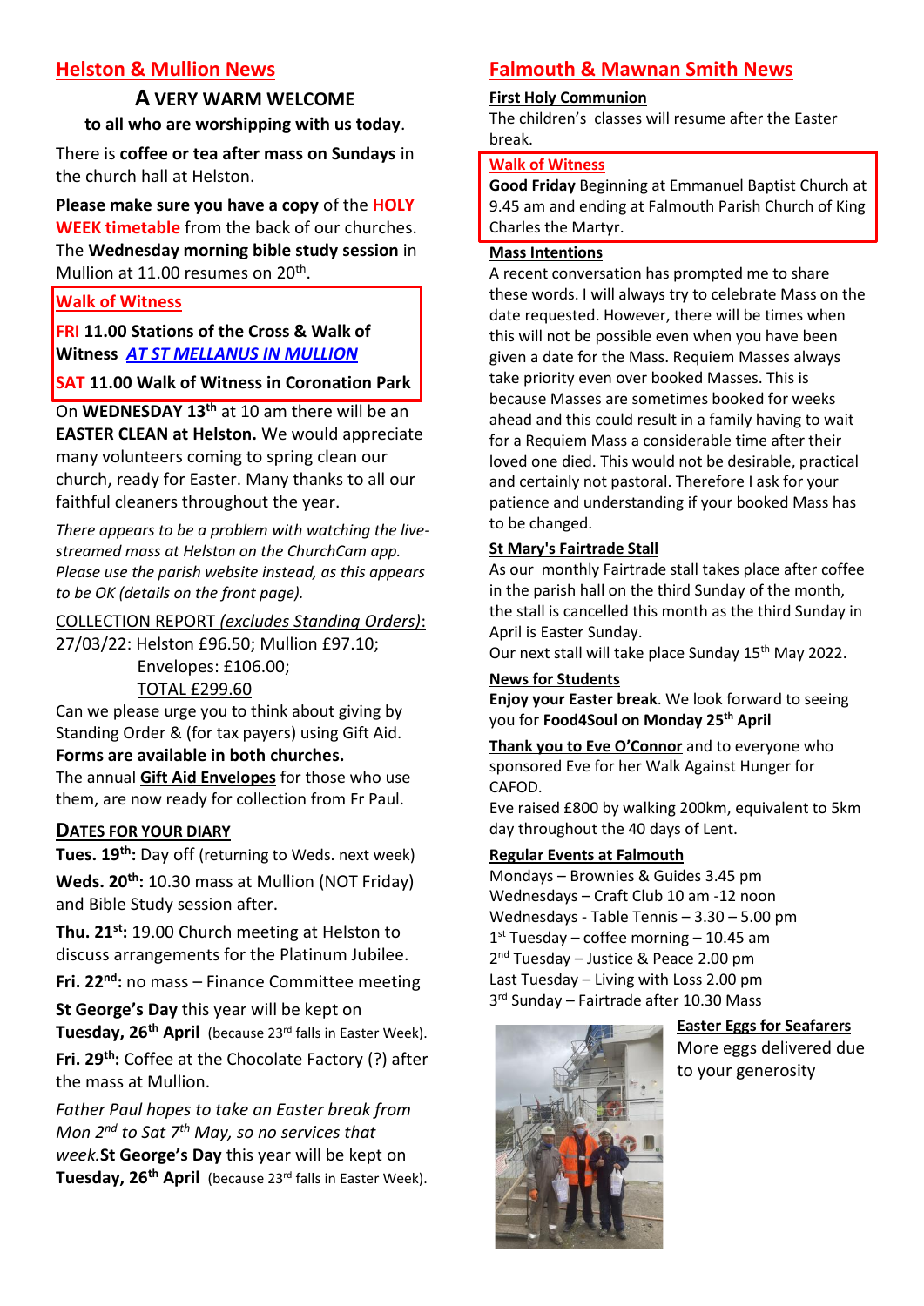## Helston & Mullion News

**A VERY WARM WELCOME**
**to all who are worshipping with us today**.

There is **coffee or tea after mass on Sundays** in the church hall at Helston.

**Please make sure you have a copy** of the **HOLY WEEK timetable** from the back of our churches. The **Wednesday morning bible study session** in Mullion at 11.00 resumes on 20th.

### Walk of Witness

**FRI 11.00 Stations of the Cross & Walk of Witness *AT ST MELLANUS IN MULLION***

**SAT 11.00 Walk of Witness in Coronation Park**

On **WEDNESDAY 13th** at 10 am there will be an **EASTER CLEAN at Helston.** We would appreciate many volunteers coming to spring clean our church, ready for Easter. Many thanks to all our faithful cleaners throughout the year.

*There appears to be a problem with watching the live-streamed mass at Helston on the ChurchCam app. Please use the parish website instead, as this appears to be OK (details on the front page).*

COLLECTION REPORT *(excludes Standing Orders)*:
27/03/22: Helston £96.50; Mullion £97.10;
Envelopes: £106.00;
TOTAL £299.60

Can we please urge you to think about giving by Standing Order & (for tax payers) using Gift Aid.
**Forms are available in both churches.**
The annual **Gift Aid Envelopes** for those who use them, are now ready for collection from Fr Paul.

### DATES FOR YOUR DIARY

**Tues. 19th:** Day off (returning to Weds. next week)

**Weds. 20th:** 10.30 mass at Mullion (NOT Friday) and Bible Study session after.

**Thu. 21st:** 19.00 Church meeting at Helston to discuss arrangements for the Platinum Jubilee.

**Fri. 22nd:** no mass – Finance Committee meeting

**St George's Day** this year will be kept on **Tuesday, 26th April** (because 23rd falls in Easter Week).

**Fri. 29th:** Coffee at the Chocolate Factory (?) after the mass at Mullion.

*Father Paul hopes to take an Easter break from Mon 2nd to Sat 7th May, so no services that week.* **St George's Day** this year will be kept on **Tuesday, 26th April** (because 23rd falls in Easter Week).

## Falmouth & Mawnan Smith News

### First Holy Communion

The children's classes will resume after the Easter break.

### Walk of Witness

**Good Friday** Beginning at Emmanuel Baptist Church at 9.45 am and ending at Falmouth Parish Church of King Charles the Martyr.

### Mass Intentions

A recent conversation has prompted me to share these words. I will always try to celebrate Mass on the date requested. However, there will be times when this will not be possible even when you have been given a date for the Mass. Requiem Masses always take priority even over booked Masses. This is because Masses are sometimes booked for weeks ahead and this could result in a family having to wait for a Requiem Mass a considerable time after their loved one died. This would not be desirable, practical and certainly not pastoral. Therefore I ask for your patience and understanding if your booked Mass has to be changed.

### St Mary's Fairtrade Stall

As our monthly Fairtrade stall takes place after coffee in the parish hall on the third Sunday of the month, the stall is cancelled this month as the third Sunday in April is Easter Sunday.
Our next stall will take place Sunday 15th May 2022.

### News for Students

**Enjoy your Easter break**. We look forward to seeing you for **Food4Soul on Monday 25th April**

**Thank you to Eve O'Connor** and to everyone who sponsored Eve for her Walk Against Hunger for CAFOD.
Eve raised £800 by walking 200km, equivalent to 5km day throughout the 40 days of Lent.

### Regular Events at Falmouth

Mondays – Brownies & Guides 3.45 pm
Wednesdays – Craft Club 10 am -12 noon
Wednesdays - Table Tennis – 3.30 – 5.00 pm
1st Tuesday – coffee morning – 10.45 am
2nd Tuesday – Justice & Peace 2.00 pm
Last Tuesday – Living with Loss 2.00 pm
3rd Sunday – Fairtrade after 10.30 Mass

### Easter Eggs for Seafarers

More eggs delivered due to your generosity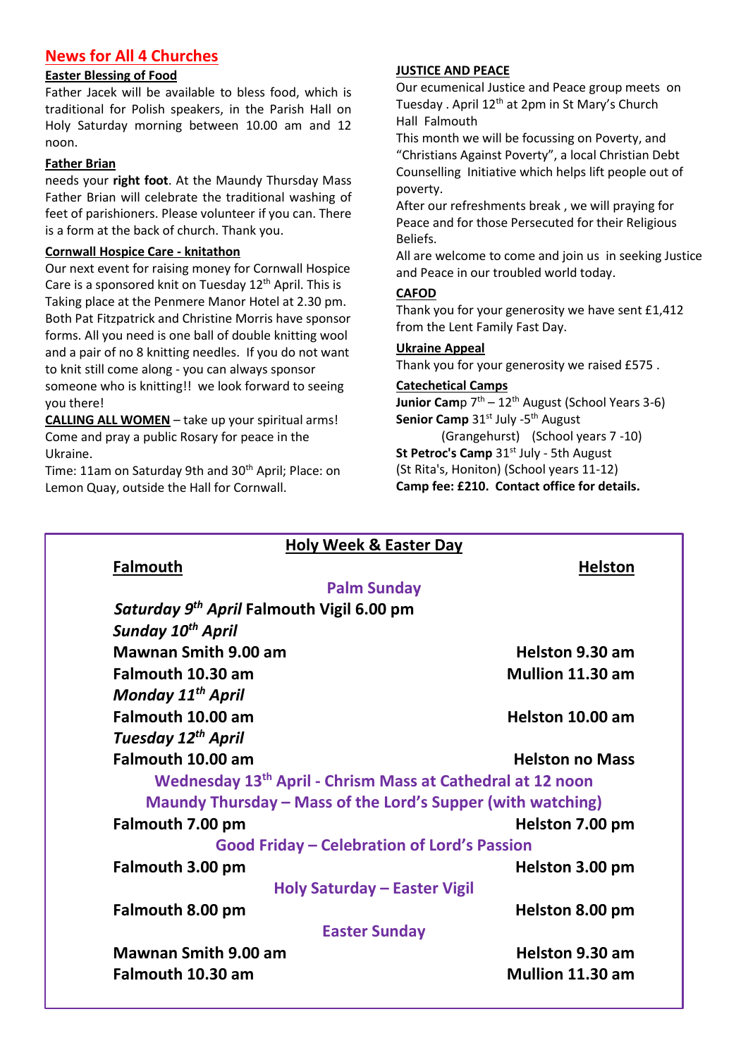## News for All 4 Churches

**Easter Blessing of Food**

Father Jacek will be available to bless food, which is traditional for Polish speakers, in the Parish Hall on Holy Saturday morning between 10.00 am and 12 noon.

**Father Brian**

needs your **right foot**. At the Maundy Thursday Mass Father Brian will celebrate the traditional washing of feet of parishioners. Please volunteer if you can. There is a form at the back of church. Thank you.

**Cornwall Hospice Care - knitathon**

Our next event for raising money for Cornwall Hospice Care is a sponsored knit on Tuesday 12th April. This is Taking place at the Penmere Manor Hotel at 2.30 pm. Both Pat Fitzpatrick and Christine Morris have sponsor forms. All you need is one ball of double knitting wool and a pair of no 8 knitting needles. If you do not want to knit still come along - you can always sponsor someone who is knitting!! we look forward to seeing you there!

**CALLING ALL WOMEN** – take up your spiritual arms! Come and pray a public Rosary for peace in the Ukraine.

Time: 11am on Saturday 9th and 30th April; Place: on Lemon Quay, outside the Hall for Cornwall.

**JUSTICE AND PEACE**

Our ecumenical Justice and Peace group meets on Tuesday . April 12th at 2pm in St Mary's Church Hall Falmouth

This month we will be focussing on Poverty, and "Christians Against Poverty", a local Christian Debt Counselling Initiative which helps lift people out of poverty.

After our refreshments break , we will praying for Peace and for those Persecuted for their Religious Beliefs.

All are welcome to come and join us in seeking Justice and Peace in our troubled world today.

**CAFOD**

Thank you for your generosity we have sent £1,412 from the Lent Family Fast Day.

**Ukraine Appeal**

Thank you for your generosity we raised £575 .

**Catechetical Camps**

**Junior Camp** 7th – 12th August (School Years 3-6)
**Senior Camp** 31st July -5th August (Grangehurst) (School years 7 -10)
**St Petroc's Camp** 31st July - 5th August (St Rita's, Honiton) (School years 11-12)
**Camp fee: £210. Contact office for details.**

## Holy Week & Easter Day

| Falmouth | Helston |
|---|---|
| **Palm Sunday** | |
| *Saturday 9th April* Falmouth Vigil 6.00 pm | |
| *Sunday 10th April* | |
| Mawnan Smith 9.00 am | Helston 9.30 am |
| Falmouth 10.30 am | Mullion 11.30 am |
| *Monday 11th April* | |
| Falmouth 10.00 am | Helston 10.00 am |
| *Tuesday 12th April* | |
| Falmouth 10.00 am | Helston no Mass |
| **Wednesday 13th April - Chrism Mass at Cathedral at 12 noon** | |
| **Maundy Thursday – Mass of the Lord's Supper (with watching)** | |
| Falmouth 7.00 pm | Helston 7.00 pm |
| **Good Friday – Celebration of Lord's Passion** | |
| Falmouth 3.00 pm | Helston 3.00 pm |
| **Holy Saturday – Easter Vigil** | |
| Falmouth 8.00 pm | Helston 8.00 pm |
| **Easter Sunday** | |
| Mawnan Smith 9.00 am | Helston 9.30 am |
| Falmouth 10.30 am | Mullion 11.30 am |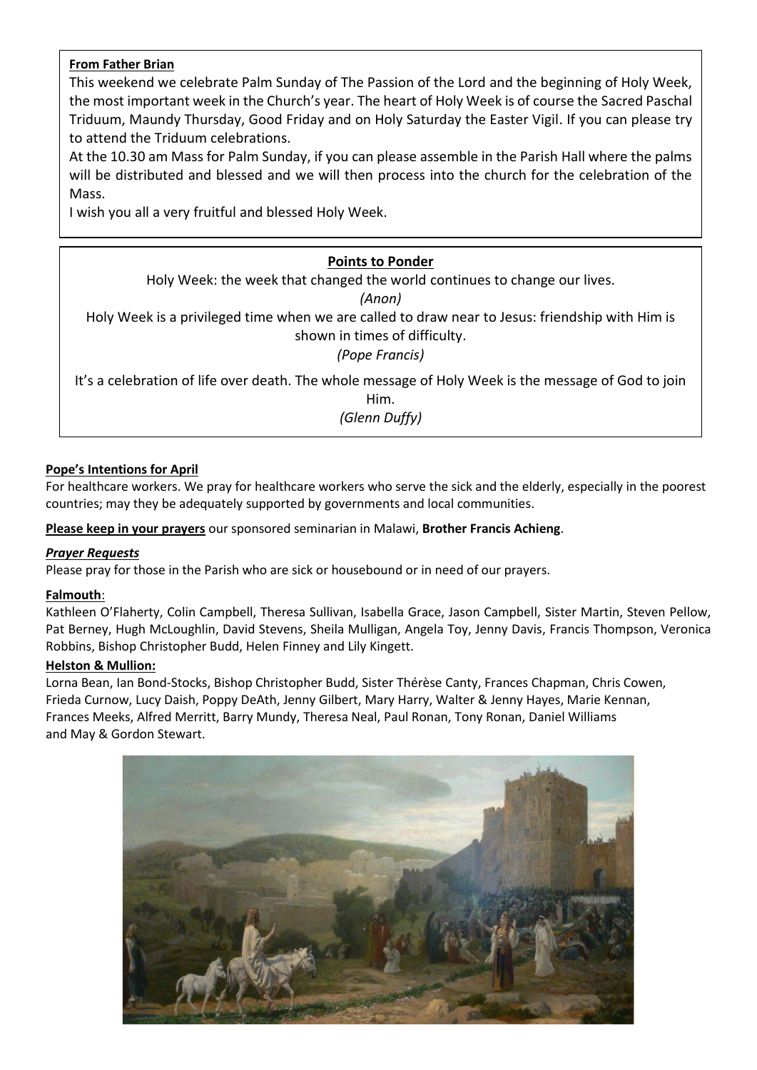**From Father Brian**

This weekend we celebrate Palm Sunday of The Passion of the Lord and the beginning of Holy Week, the most important week in the Church's year. The heart of Holy Week is of course the Sacred Paschal Triduum, Maundy Thursday, Good Friday and on Holy Saturday the Easter Vigil. If you can please try to attend the Triduum celebrations.

At the 10.30 am Mass for Palm Sunday, if you can please assemble in the Parish Hall where the palms will be distributed and blessed and we will then process into the church for the celebration of the Mass.

I wish you all a very fruitful and blessed Holy Week.

**Points to Ponder**

Holy Week: the week that changed the world continues to change our lives.

*(Anon)*

Holy Week is a privileged time when we are called to draw near to Jesus: friendship with Him is shown in times of difficulty.

*(Pope Francis)*

It's a celebration of life over death. The whole message of Holy Week is the message of God to join Him.

*(Glenn Duffy)*

**Pope's Intentions for April**

For healthcare workers. We pray for healthcare workers who serve the sick and the elderly, especially in the poorest countries; may they be adequately supported by governments and local communities.

**Please keep in your prayers** our sponsored seminarian in Malawi, **Brother Francis Achieng**.

***Prayer Requests***

Please pray for those in the Parish who are sick or housebound or in need of our prayers.

**Falmouth**:

Kathleen O'Flaherty, Colin Campbell, Theresa Sullivan, Isabella Grace, Jason Campbell, Sister Martin, Steven Pellow, Pat Berney, Hugh McLoughlin, David Stevens, Sheila Mulligan, Angela Toy, Jenny Davis, Francis Thompson, Veronica Robbins, Bishop Christopher Budd, Helen Finney and Lily Kingett.

**Helston & Mullion:**

Lorna Bean, Ian Bond-Stocks, Bishop Christopher Budd, Sister Thérèse Canty, Frances Chapman, Chris Cowen, Frieda Curnow, Lucy Daish, Poppy DeAth, Jenny Gilbert, Mary Harry, Walter & Jenny Hayes, Marie Kennan, Frances Meeks, Alfred Merritt, Barry Mundy, Theresa Neal, Paul Ronan, Tony Ronan, Daniel Williams and May & Gordon Stewart.